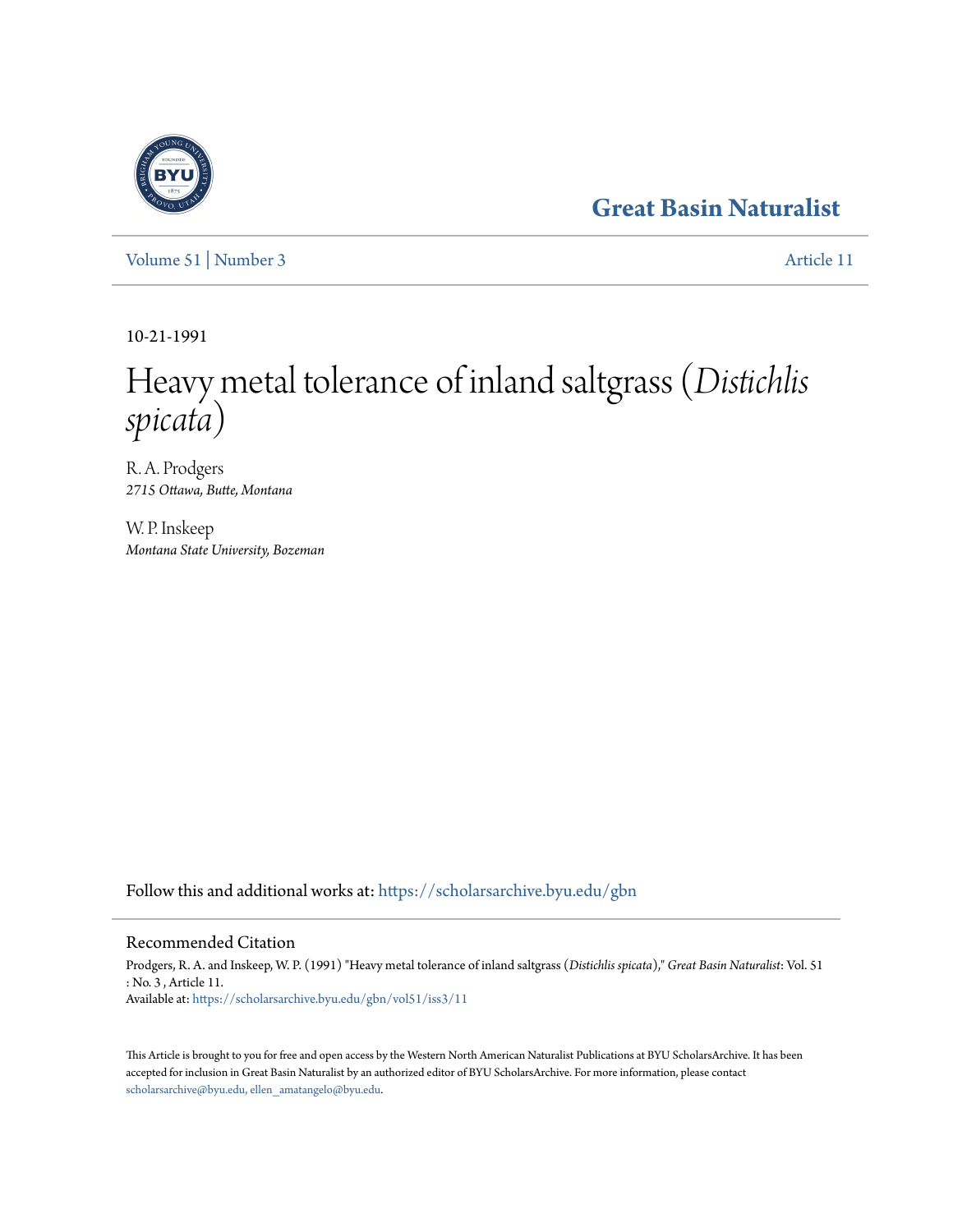# Great Basin Naturalist

Volume 51 | Number 3 Article 11

10-21-1991

# Heavy metal tolerance of inland saltgrass (*Distichlis spicata*)

R. A. Prodgers
*2715 Ottawa, Butte, Montana*

W. P. Inskeep
*Montana State University, Bozeman*

Follow this and additional works at: https://scholarsarchive.byu.edu/gbn

## Recommended Citation

Prodgers, R. A. and Inskeep, W. P. (1991) "Heavy metal tolerance of inland saltgrass (*Distichlis spicata*)," *Great Basin Naturalist*: Vol. 51 : No. 3 , Article 11.
Available at: https://scholarsarchive.byu.edu/gbn/vol51/iss3/11

This Article is brought to you for free and open access by the Western North American Naturalist Publications at BYU ScholarsArchive. It has been accepted for inclusion in Great Basin Naturalist by an authorized editor of BYU ScholarsArchive. For more information, please contact scholarsarchive@byu.edu, ellen_amatangelo@byu.edu.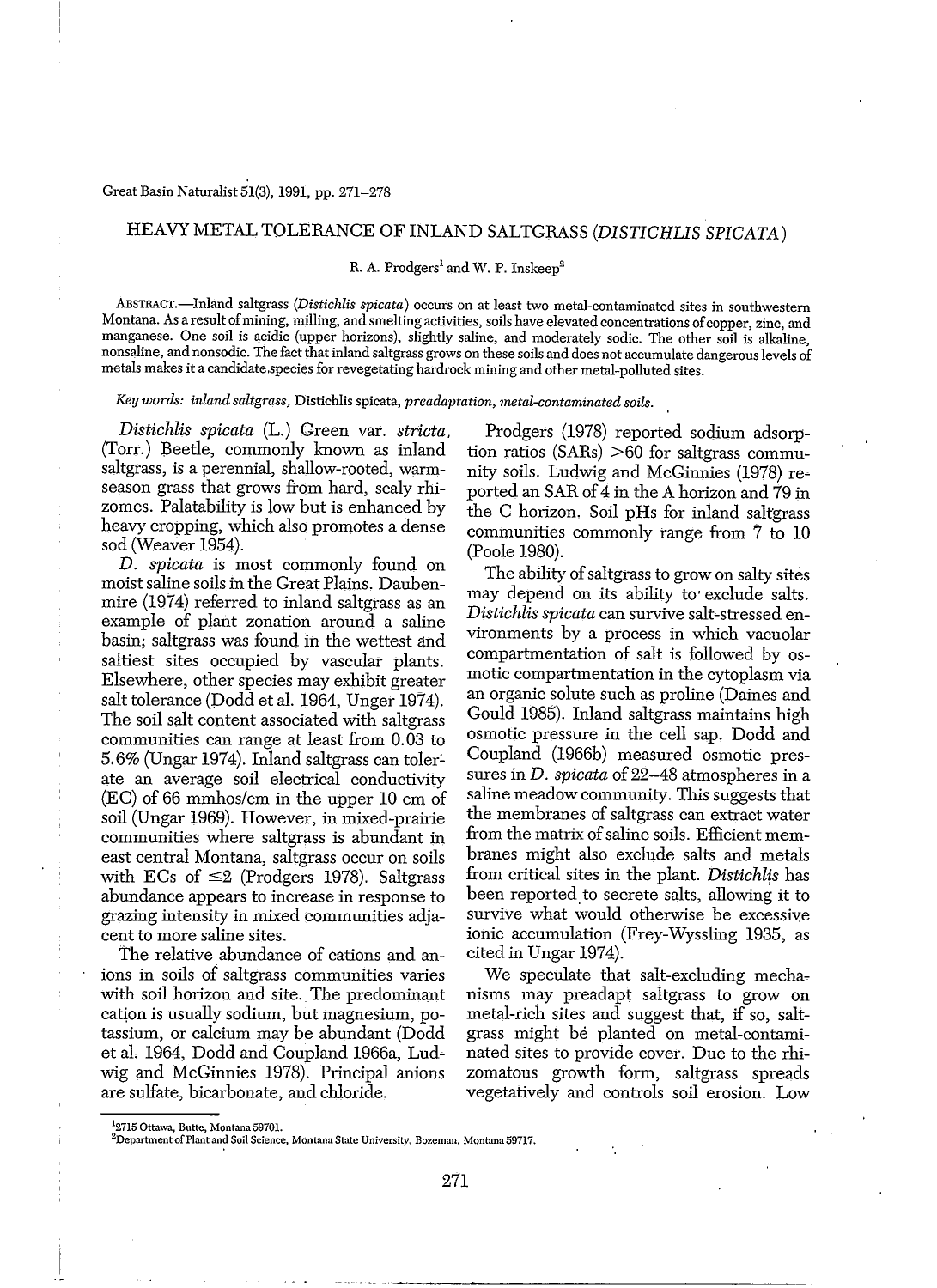HEAVY METAL TOLERANCE OF INLAND SALTGRASS (*DISTICHLIS SPICATA*)

R. A. Prodgers[1] and W. P. Inskeep[2]

ABSTRACT.—Inland saltgrass (*Distichlis spicata*) occurs on at least two metal-contaminated sites in southwestern Montana. As a result of mining, milling, and smelting activities, soils have elevated concentrations of copper, zinc, and manganese. One soil is acidic (upper horizons), slightly saline, and moderately sodic. The other soil is alkaline, nonsaline, and nonsodic. The fact that inland saltgrass grows on these soils and does not accumulate dangerous levels of metals makes it a candidate species for revegetating hardrock mining and other metal-polluted sites.

*Key words: inland saltgrass,* Distichlis spicata, *preadaptation, metal-contaminated soils.*

*Distichlis spicata* (L.) Green var. *stricta*, (Torr.) Beetle, commonly known as inland saltgrass, is a perennial, shallow-rooted, warm-season grass that grows from hard, scaly rhizomes. Palatability is low but is enhanced by heavy cropping, which also promotes a dense sod (Weaver 1954).

*D. spicata* is most commonly found on moist saline soils in the Great Plains. Daubenmire (1974) referred to inland saltgrass as an example of plant zonation around a saline basin; saltgrass was found in the wettest and saltiest sites occupied by vascular plants. Elsewhere, other species may exhibit greater salt tolerance (Dodd et al. 1964, Unger 1974). The soil salt content associated with saltgrass communities can range at least from 0.03 to 5.6% (Ungar 1974). Inland saltgrass can tolerate an average soil electrical conductivity (EC) of 66 mmhos/cm in the upper 10 cm of soil (Ungar 1969). However, in mixed-prairie communities where saltgrass is abundant in east central Montana, saltgrass occur on soils with ECs of $\leq 2$ (Prodgers 1978). Saltgrass abundance appears to increase in response to grazing intensity in mixed communities adjacent to more saline sites.

The relative abundance of cations and anions in soils of saltgrass communities varies with soil horizon and site. The predominant cation is usually sodium, but magnesium, potassium, or calcium may be abundant (Dodd et al. 1964, Dodd and Coupland 1966a, Ludwig and McGinnies 1978). Principal anions are sulfate, bicarbonate, and chloride.

Prodgers (1978) reported sodium adsorption ratios (SARs) >60 for saltgrass community soils. Ludwig and McGinnies (1978) reported an SAR of 4 in the A horizon and 79 in the C horizon. Soil pHs for inland saltgrass communities commonly range from 7 to 10 (Poole 1980).

The ability of saltgrass to grow on salty sites may depend on its ability to exclude salts. *Distichlis spicata* can survive salt-stressed environments by a process in which vacuolar compartmentation of salt is followed by osmotic compartmentation in the cytoplasm via an organic solute such as proline (Daines and Gould 1985). Inland saltgrass maintains high osmotic pressure in the cell sap. Dodd and Coupland (1966b) measured osmotic pressures in *D. spicata* of 22–48 atmospheres in a saline meadow community. This suggests that the membranes of saltgrass can extract water from the matrix of saline soils. Efficient membranes might also exclude salts and metals from critical sites in the plant. *Distichlis* has been reported to secrete salts, allowing it to survive what would otherwise be excessive ionic accumulation (Frey-Wyssling 1935, as cited in Ungar 1974).

We speculate that salt-excluding mechanisms may preadapt saltgrass to grow on metal-rich sites and suggest that, if so, saltgrass might be planted on metal-contaminated sites to provide cover. Due to the rhizomatous growth form, saltgrass spreads vegetatively and controls soil erosion. Low

[1]2715 Ottawa, Butte, Montana 59701.

[2]Department of Plant and Soil Science, Montana State University, Bozeman, Montana 59717.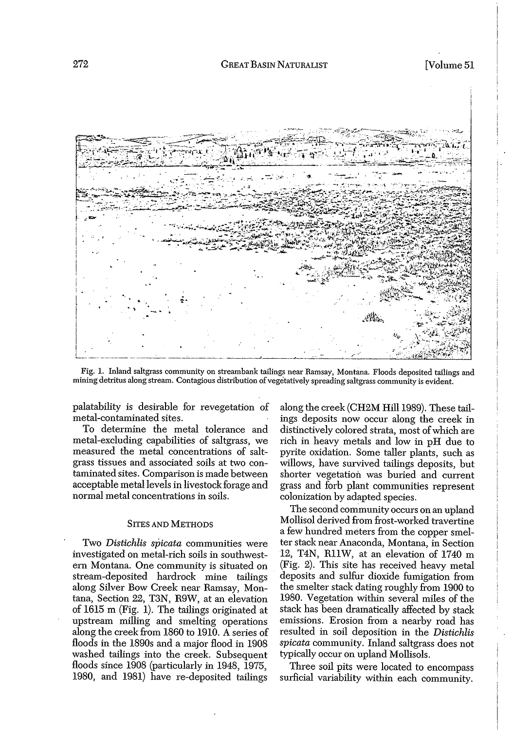Fig. 1. Inland saltgrass community on streambank tailings near Ramsay, Montana. Floods deposited tailings and mining detritus along stream. Contagious distribution of vegetatively spreading saltgrass community is evident.

palatability is desirable for revegetation of metal-contaminated sites.

To determine the metal tolerance and metal-excluding capabilities of saltgrass, we measured the metal concentrations of saltgrass tissues and associated soils at two contaminated sites. Comparison is made between acceptable metal levels in livestock forage and normal metal concentrations in soils.

## Sites and Methods

Two *Distichlis spicata* communities were investigated on metal-rich soils in southwestern Montana. One community is situated on stream-deposited hardrock mine tailings along Silver Bow Creek near Ramsay, Montana, Section 22, T3N, R9W, at an elevation of 1615 m (Fig. 1). The tailings originated at upstream milling and smelting operations along the creek from 1860 to 1910. A series of floods in the 1890s and a major flood in 1908 washed tailings into the creek. Subsequent floods since 1908 (particularly in 1948, 1975, 1980, and 1981) have re-deposited tailings along the creek (CH2M Hill 1989). These tailings deposits now occur along the creek in distinctively colored strata, most of which are rich in heavy metals and low in pH due to pyrite oxidation. Some taller plants, such as willows, have survived tailings deposits, but shorter vegetation was buried and current grass and forb plant communities represent colonization by adapted species.

The second community occurs on an upland Mollisol derived from frost-worked travertine a few hundred meters from the copper smelter stack near Anaconda, Montana, in Section 12, T4N, R11W, at an elevation of 1740 m (Fig. 2). This site has received heavy metal deposits and sulfur dioxide fumigation from the smelter stack dating roughly from 1900 to 1980. Vegetation within several miles of the stack has been dramatically affected by stack emissions. Erosion from a nearby road has resulted in soil deposition in the *Distichlis spicata* community. Inland saltgrass does not typically occur on upland Mollisols.

Three soil pits were located to encompass surficial variability within each community.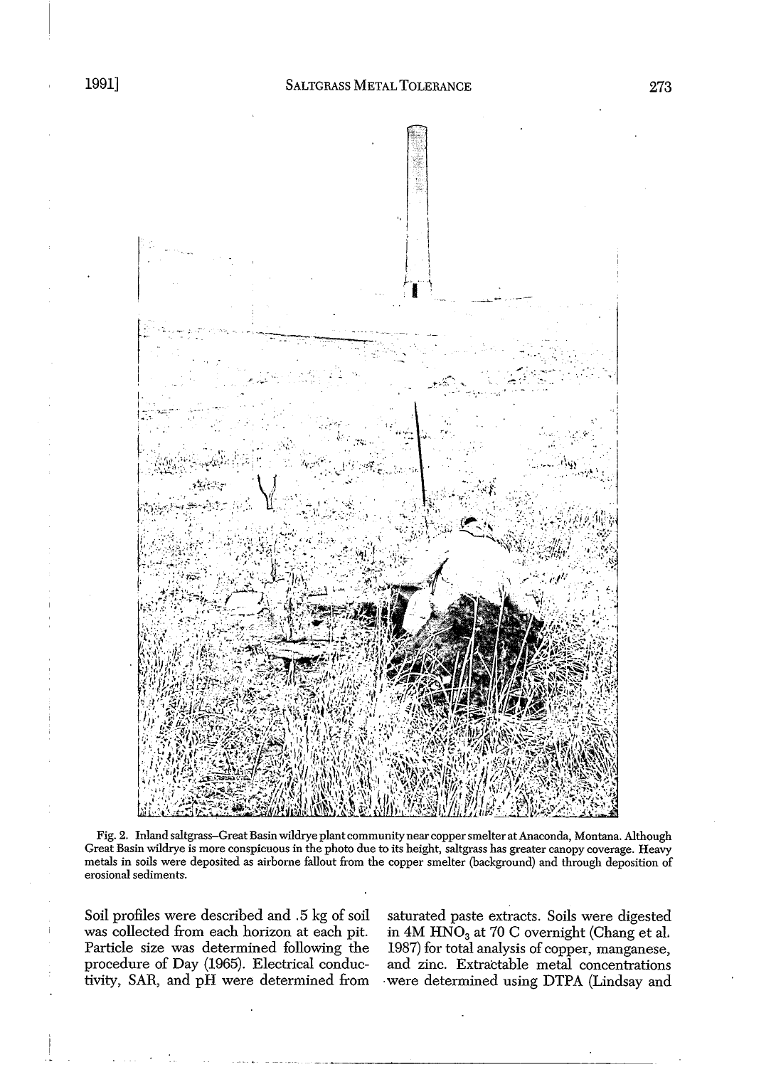Fig. 2. Inland saltgrass–Great Basin wildrye plant community near copper smelter at Anaconda, Montana. Although Great Basin wildrye is more conspicuous in the photo due to its height, saltgrass has greater canopy coverage. Heavy metals in soils were deposited as airborne fallout from the copper smelter (background) and through deposition of erosional sediments.

Soil profiles were described and .5 kg of soil was collected from each horizon at each pit. Particle size was determined following the procedure of Day (1965). Electrical conductivity, SAR, and pH were determined from saturated paste extracts. Soils were digested in 4M $HNO_3$ at 70 C overnight (Chang et al. 1987) for total analysis of copper, manganese, and zinc. Extractable metal concentrations were determined using DTPA (Lindsay and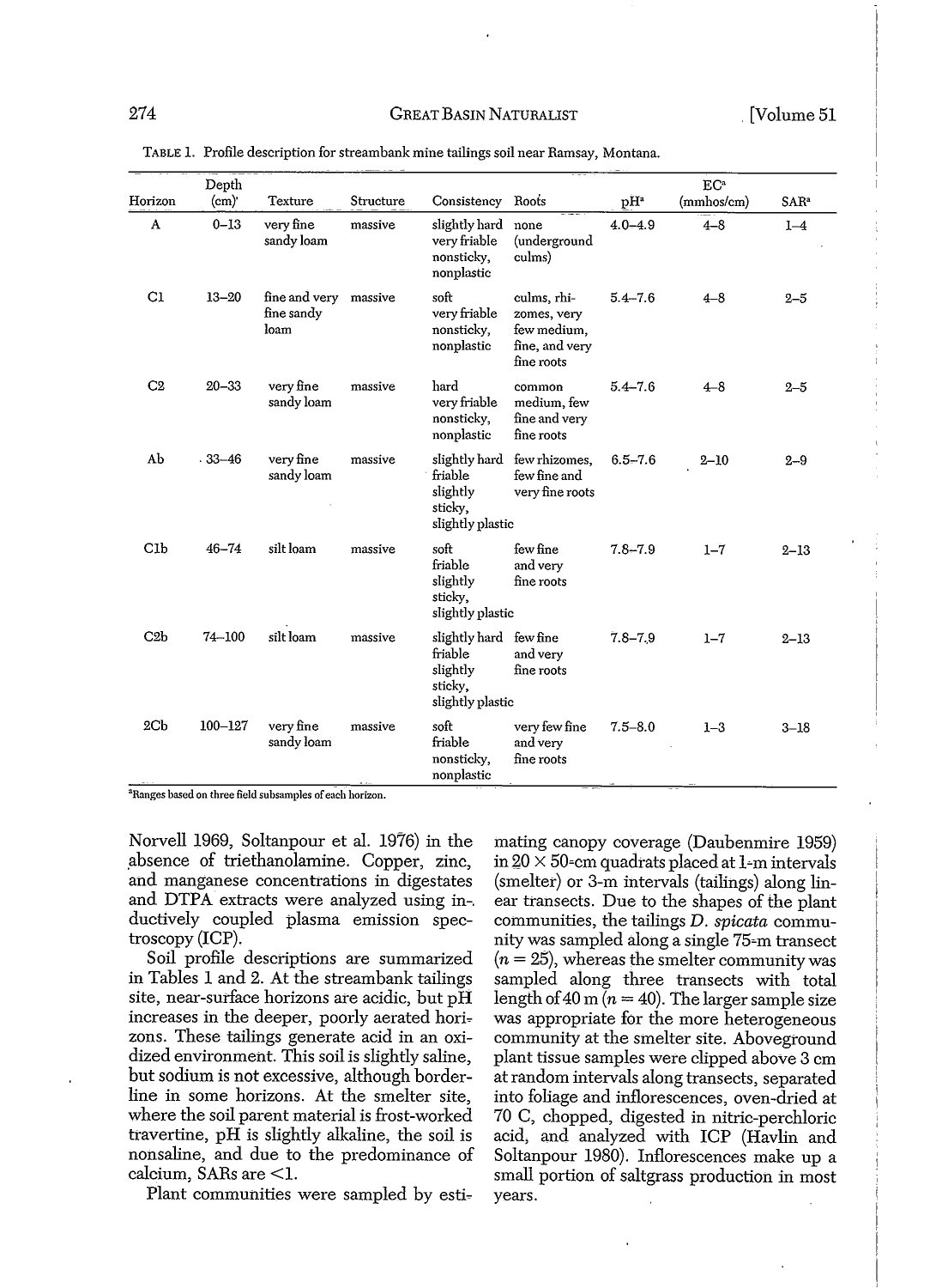TABLE 1. Profile description for streambank mine tailings soil near Ramsay, Montana.

| Horizon | Depth (cm) | Texture | Structure | Consistency | Roots | pH[a] | EC[a] (mmhos/cm) | SAR[a] |
|---|---|---|---|---|---|---|---|---|
| A | 0–13 | very fine sandy loam | massive | slightly hard very friable nonsticky, nonplastic | none (underground culms) | 4.0–4.9 | 4–8 | 1–4 |
| C1 | 13–20 | fine and very fine sandy loam | massive | soft very friable nonsticky, nonplastic | culms, rhizomes, very few medium, fine, and very fine roots | 5.4–7.6 | 4–8 | 2–5 |
| C2 | 20–33 | very fine sandy loam | massive | hard very friable nonsticky, nonplastic | common medium, few fine and very fine roots | 5.4–7.6 | 4–8 | 2–5 |
| Ab | 33–46 | very fine sandy loam | massive | slightly hard friable slightly sticky, slightly plastic | few rhizomes, few fine and very fine roots | 6.5–7.6 | 2–10 | 2–9 |
| C1b | 46–74 | silt loam | massive | soft friable slightly sticky, slightly plastic | few fine and very fine roots | 7.8–7.9 | 1–7 | 2–13 |
| C2b | 74–100 | silt loam | massive | slightly hard friable slightly sticky, slightly plastic | few fine and very fine roots | 7.8–7.9 | 1–7 | 2–13 |
| 2Cb | 100–127 | very fine sandy loam | massive | soft friable nonsticky, nonplastic | very few fine and very fine roots | 7.5–8.0 | 1–3 | 3–18 |

[a]Ranges based on three field subsamples of each horizon.

Norvell 1969, Soltanpour et al. 1976) in the absence of triethanolamine. Copper, zinc, and manganese concentrations in digestates and DTPA extracts were analyzed using inductively coupled plasma emission spectroscopy (ICP).

Soil profile descriptions are summarized in Tables 1 and 2. At the streambank tailings site, near-surface horizons are acidic, but pH increases in the deeper, poorly aerated horizons. These tailings generate acid in an oxidized environment. This soil is slightly saline, but sodium is not excessive, although borderline in some horizons. At the smelter site, where the soil parent material is frost-worked travertine, pH is slightly alkaline, the soil is nonsaline, and due to the predominance of calcium, SARs are <1.

Plant communities were sampled by estimating canopy coverage (Daubenmire 1959) in 20 × 50-cm quadrats placed at 1-m intervals (smelter) or 3-m intervals (tailings) along linear transects. Due to the shapes of the plant communities, the tailings *D. spicata* community was sampled along a single 75-m transect ($n = 25$), whereas the smelter community was sampled along three transects with total length of 40 m ($n = 40$). The larger sample size was appropriate for the more heterogeneous community at the smelter site. Aboveground plant tissue samples were clipped above 3 cm at random intervals along transects, separated into foliage and inflorescences, oven-dried at 70 C, chopped, digested in nitric-perchloric acid, and analyzed with ICP (Havlin and Soltanpour 1980). Inflorescences make up a small portion of saltgrass production in most years.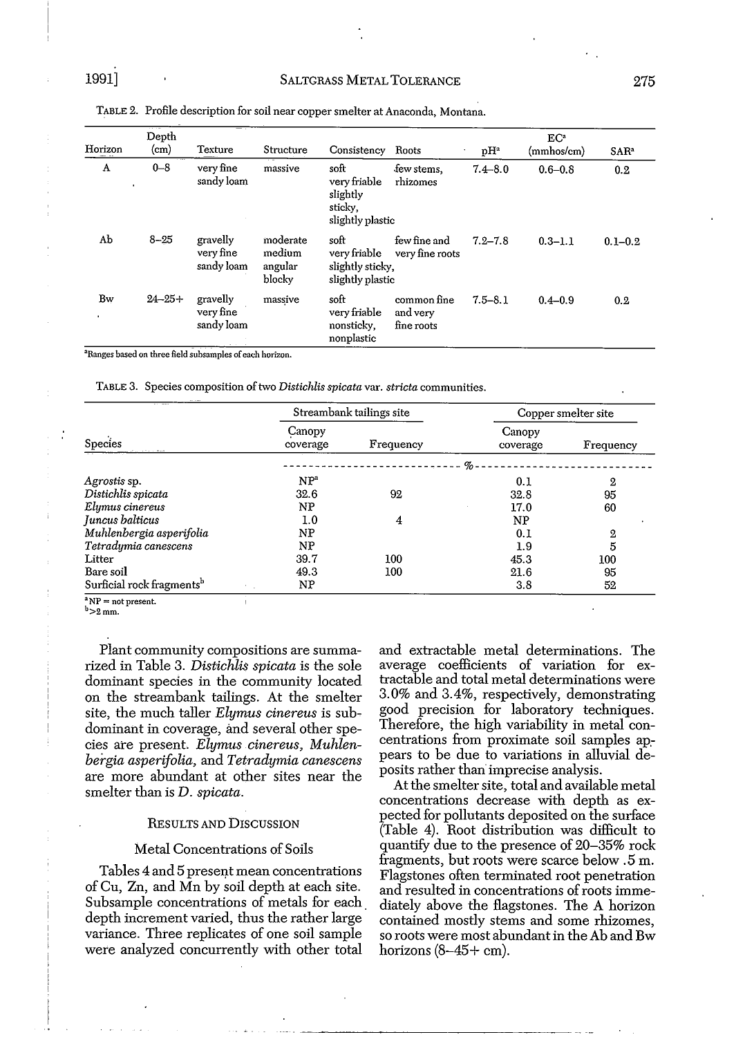TABLE 2. Profile description for soil near copper smelter at Anaconda, Montana.

| Horizon | Depth (cm) | Texture | Structure | Consistency | Roots | pH[a] | EC[a] (mmhos/cm) | SAR[a] |
|---|---|---|---|---|---|---|---|---|
| A | 0–8 | very fine sandy loam | massive | soft very friable slightly sticky, slightly plastic | few stems, rhizomes | 7.4–8.0 | 0.6–0.8 | 0.2 |
| Ab | 8–25 | gravelly very fine sandy loam | moderate medium angular blocky | soft very friable slightly sticky, slightly plastic | few fine and very fine roots | 7.2–7.8 | 0.3–1.1 | 0.1–0.2 |
| Bw | 24–25+ | gravelly very fine sandy loam | massive | soft very friable nonsticky, nonplastic | common fine and very fine roots | 7.5–8.1 | 0.4–0.9 | 0.2 |

[a]Ranges based on three field subsamples of each horizon.

TABLE 3. Species composition of two *Distichlis spicata* var. *stricta* communities.

| Species | Streambank tailings site | | Copper smelter site | |
|---|---|---|---|---|
| | Canopy coverage | Frequency | Canopy coverage | Frequency |
| | % | | | |
| *Agrostis* sp. | NP[a] | | 0.1 | 2 |
| *Distichlis spicata* | 32.6 | 92 | 32.8 | 95 |
| *Elymus cinereus* | NP | | 17.0 | 60 |
| *Juncus balticus* | 1.0 | 4 | NP | |
| *Muhlenbergia asperifolia* | NP | | 0.1 | 2 |
| *Tetradymia canescens* | NP | | 1.9 | 5 |
| Litter | 39.7 | 100 | 45.3 | 100 |
| Bare soil | 49.3 | 100 | 21.6 | 95 |
| Surficial rock fragments[b] | NP | | 3.8 | 52 |

[a]NP = not present.
[b]>2 mm.

Plant community compositions are summarized in Table 3. *Distichlis spicata* is the sole dominant species in the community located on the streambank tailings. At the smelter site, the much taller *Elymus cinereus* is subdominant in coverage, and several other species are present. *Elymus cinereus, Muhlenbergia asperifolia,* and *Tetradymia canescens* are more abundant at other sites near the smelter than is *D. spicata*.

## RESULTS AND DISCUSSION

### Metal Concentrations of Soils

Tables 4 and 5 present mean concentrations of Cu, Zn, and Mn by soil depth at each site. Subsample concentrations of metals for each depth increment varied, thus the rather large variance. Three replicates of one soil sample were analyzed concurrently with other total and extractable metal determinations. The average coefficients of variation for extractable and total metal determinations were 3.0% and 3.4%, respectively, demonstrating good precision for laboratory techniques. Therefore, the high variability in metal concentrations from proximate soil samples appears to be due to variations in alluvial deposits rather than imprecise analysis.

At the smelter site, total and available metal concentrations decrease with depth as expected for pollutants deposited on the surface (Table 4). Root distribution was difficult to quantify due to the presence of 20–35% rock fragments, but roots were scarce below .5 m. Flagstones often terminated root penetration and resulted in concentrations of roots immediately above the flagstones. The A horizon contained mostly stems and some rhizomes, so roots were most abundant in the Ab and Bw horizons (8–45+ cm).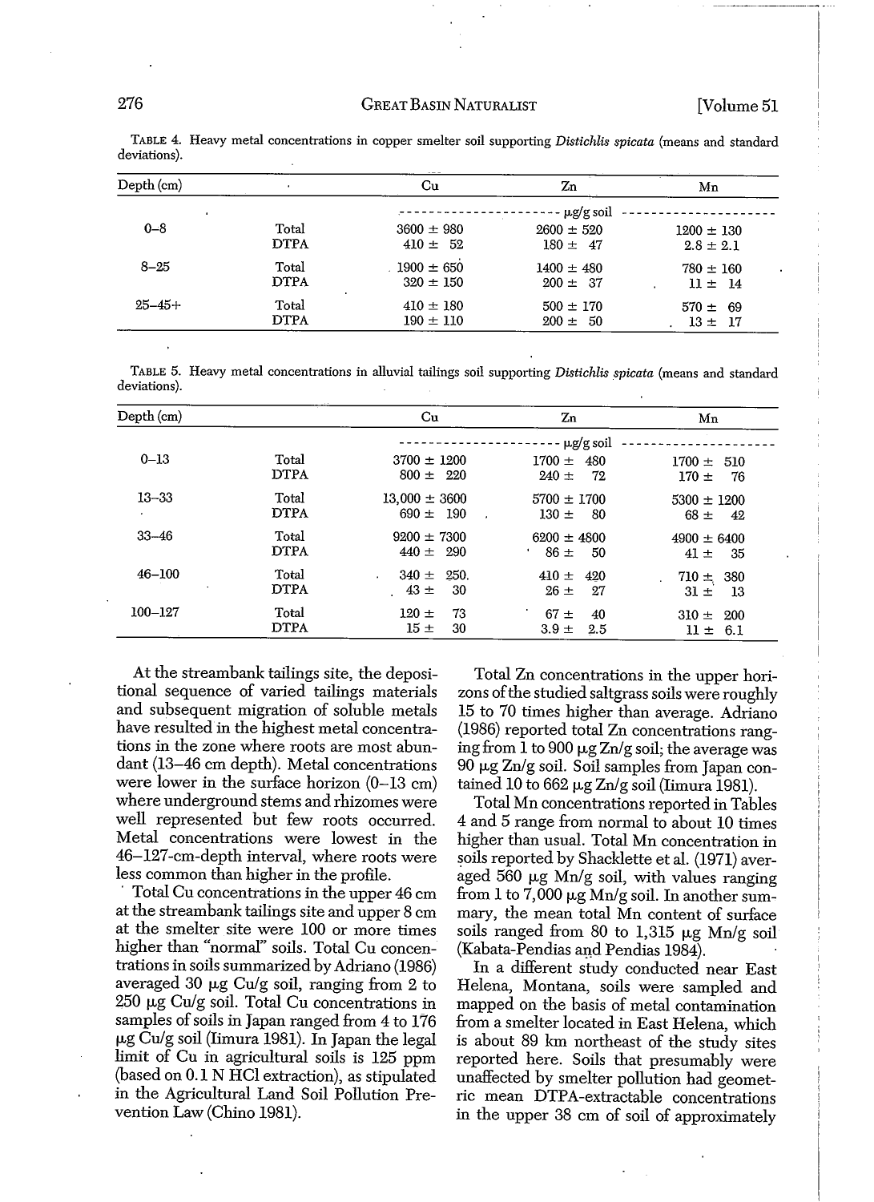TABLE 4. Heavy metal concentrations in copper smelter soil supporting *Distichlis spicata* (means and standard deviations).

| Depth (cm) | | Cu | Zn | Mn |
|---|---|---|---|---|
| | | μg/g soil | | |
| 0–8 | Total | 3600 ± 980 | 2600 ± 520 | 1200 ± 130 |
| | DTPA | 410 ± 52 | 180 ± 47 | 2.8 ± 2.1 |
| 8–25 | Total | 1900 ± 650 | 1400 ± 480 | 780 ± 160 |
| | DTPA | 320 ± 150 | 200 ± 37 | 11 ± 14 |
| 25–45+ | Total | 410 ± 180 | 500 ± 170 | 570 ± 69 |
| | DTPA | 190 ± 110 | 200 ± 50 | 13 ± 17 |

TABLE 5. Heavy metal concentrations in alluvial tailings soil supporting *Distichlis spicata* (means and standard deviations).

| Depth (cm) | | Cu | Zn | Mn |
|---|---|---|---|---|
| | | μg/g soil | | |
| 0–13 | Total | 3700 ± 1200 | 1700 ± 480 | 1700 ± 510 |
| | DTPA | 800 ± 220 | 240 ± 72 | 170 ± 76 |
| 13–33 | Total | 13,000 ± 3600 | 5700 ± 1700 | 5300 ± 1200 |
| | DTPA | 690 ± 190 | 130 ± 80 | 68 ± 42 |
| 33–46 | Total | 9200 ± 7300 | 6200 ± 4800 | 4900 ± 6400 |
| | DTPA | 440 ± 290 | 86 ± 50 | 41 ± 35 |
| 46–100 | Total | 340 ± 250. | 410 ± 420 | 710 ± 380 |
| | DTPA | 43 ± 30 | 26 ± 27 | 31 ± 13 |
| 100–127 | Total | 120 ± 73 | 67 ± 40 | 310 ± 200 |
| | DTPA | 15 ± 30 | 3.9 ± 2.5 | 11 ± 6.1 |

At the streambank tailings site, the depositional sequence of varied tailings materials and subsequent migration of soluble metals have resulted in the highest metal concentrations in the zone where roots are most abundant (13–46 cm depth). Metal concentrations were lower in the surface horizon (0–13 cm) where underground stems and rhizomes were well represented but few roots occurred. Metal concentrations were lowest in the 46–127-cm-depth interval, where roots were less common than higher in the profile.

Total Cu concentrations in the upper 46 cm at the streambank tailings site and upper 8 cm at the smelter site were 100 or more times higher than "normal" soils. Total Cu concentrations in soils summarized by Adriano (1986) averaged 30 μg Cu/g soil, ranging from 2 to 250 μg Cu/g soil. Total Cu concentrations in samples of soils in Japan ranged from 4 to 176 μg Cu/g soil (Iimura 1981). In Japan the legal limit of Cu in agricultural soils is 125 ppm (based on 0.1 N HCl extraction), as stipulated in the Agricultural Land Soil Pollution Prevention Law (Chino 1981).

Total Zn concentrations in the upper horizons of the studied saltgrass soils were roughly 15 to 70 times higher than average. Adriano (1986) reported total Zn concentrations ranging from 1 to 900 μg Zn/g soil; the average was 90 μg Zn/g soil. Soil samples from Japan contained 10 to 662 μg Zn/g soil (Iimura 1981).

Total Mn concentrations reported in Tables 4 and 5 range from normal to about 10 times higher than usual. Total Mn concentration in soils reported by Shacklette et al. (1971) averaged 560 μg Mn/g soil, with values ranging from 1 to 7,000 μg Mn/g soil. In another summary, the mean total Mn content of surface soils ranged from 80 to 1,315 μg Mn/g soil (Kabata-Pendias and Pendias 1984).

In a different study conducted near East Helena, Montana, soils were sampled and mapped on the basis of metal contamination from a smelter located in East Helena, which is about 89 km northeast of the study sites reported here. Soils that presumably were unaffected by smelter pollution had geometric mean DTPA-extractable concentrations in the upper 38 cm of soil of approximately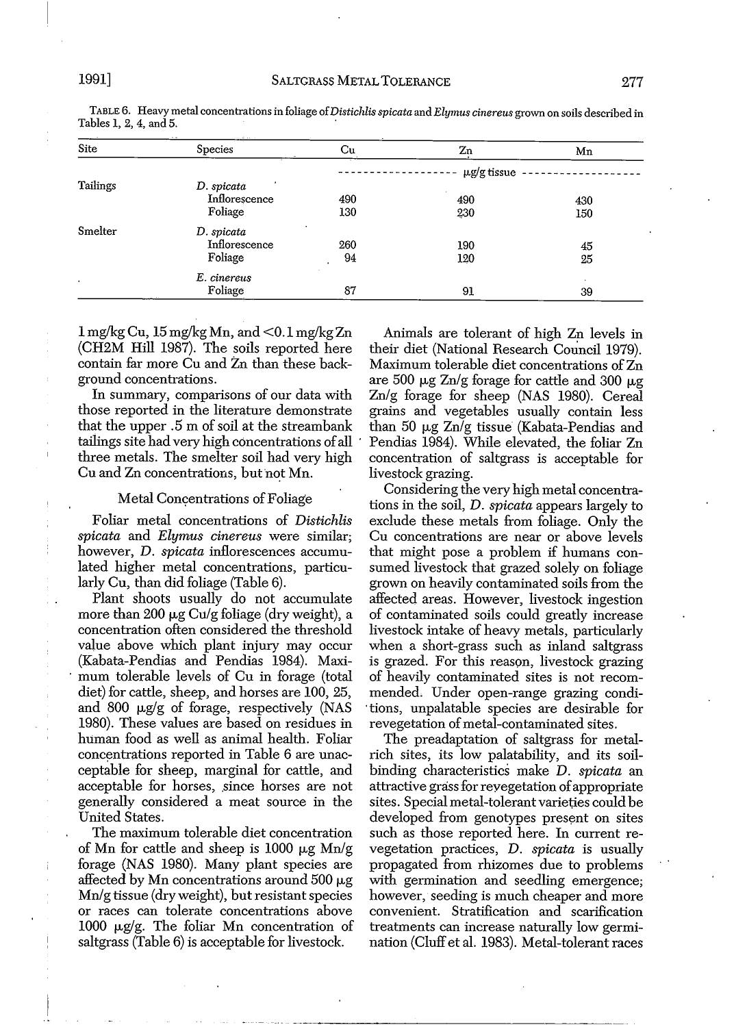TABLE 6. Heavy metal concentrations in foliage of *Distichlis spicata* and *Elymus cinereus* grown on soils described in Tables 1, 2, 4, and 5.

| Site | Species | Cu | Zn | Mn |
|---|---|---|---|---|
| | | | μg/g tissue | |
| Tailings | *D. spicata* | | | |
| | Inflorescence | 490 | 490 | 430 |
| | Foliage | 130 | 230 | 150 |
| Smelter | *D. spicata* | | | |
| | Inflorescence | 260 | 190 | 45 |
| | Foliage | 94 | 120 | 25 |
| | *E. cinereus* | | | |
| | Foliage | 87 | 91 | 39 |

1 mg/kg Cu, 15 mg/kg Mn, and <0.1 mg/kg Zn (CH2M Hill 1987). The soils reported here contain far more Cu and Zn than these background concentrations.

In summary, comparisons of our data with those reported in the literature demonstrate that the upper .5 m of soil at the streambank tailings site had very high concentrations of all three metals. The smelter soil had very high Cu and Zn concentrations, but not Mn.

## Metal Concentrations of Foliage

Foliar metal concentrations of *Distichlis spicata* and *Elymus cinereus* were similar; however, *D. spicata* inflorescences accumulated higher metal concentrations, particularly Cu, than did foliage (Table 6).

Plant shoots usually do not accumulate more than 200 μg Cu/g foliage (dry weight), a concentration often considered the threshold value above which plant injury may occur (Kabata-Pendias and Pendias 1984). Maximum tolerable levels of Cu in forage (total diet) for cattle, sheep, and horses are 100, 25, and 800 μg/g of forage, respectively (NAS 1980). These values are based on residues in human food as well as animal health. Foliar concentrations reported in Table 6 are unacceptable for sheep, marginal for cattle, and acceptable for horses, since horses are not generally considered a meat source in the United States.

The maximum tolerable diet concentration of Mn for cattle and sheep is 1000 μg Mn/g forage (NAS 1980). Many plant species are affected by Mn concentrations around 500 μg Mn/g tissue (dry weight), but resistant species or races can tolerate concentrations above 1000 μg/g. The foliar Mn concentration of saltgrass (Table 6) is acceptable for livestock.

Animals are tolerant of high Zn levels in their diet (National Research Council 1979). Maximum tolerable diet concentrations of Zn are 500 μg Zn/g forage for cattle and 300 μg Zn/g forage for sheep (NAS 1980). Cereal grains and vegetables usually contain less than 50 μg Zn/g tissue (Kabata-Pendias and Pendias 1984). While elevated, the foliar Zn concentration of saltgrass is acceptable for livestock grazing.

Considering the very high metal concentrations in the soil, *D. spicata* appears largely to exclude these metals from foliage. Only the Cu concentrations are near or above levels that might pose a problem if humans consumed livestock that grazed solely on foliage grown on heavily contaminated soils from the affected areas. However, livestock ingestion of contaminated soils could greatly increase livestock intake of heavy metals, particularly when a short-grass such as inland saltgrass is grazed. For this reason, livestock grazing of heavily contaminated sites is not recommended. Under open-range grazing conditions, unpalatable species are desirable for revegetation of metal-contaminated sites.

The preadaptation of saltgrass for metal-rich sites, its low palatability, and its soil-binding characteristics make *D. spicata* an attractive grass for revegetation of appropriate sites. Special metal-tolerant varieties could be developed from genotypes present on sites such as those reported here. In current revegetation practices, *D. spicata* is usually propagated from rhizomes due to problems with germination and seedling emergence; however, seeding is much cheaper and more convenient. Stratification and scarification treatments can increase naturally low germination (Cluff et al. 1983). Metal-tolerant races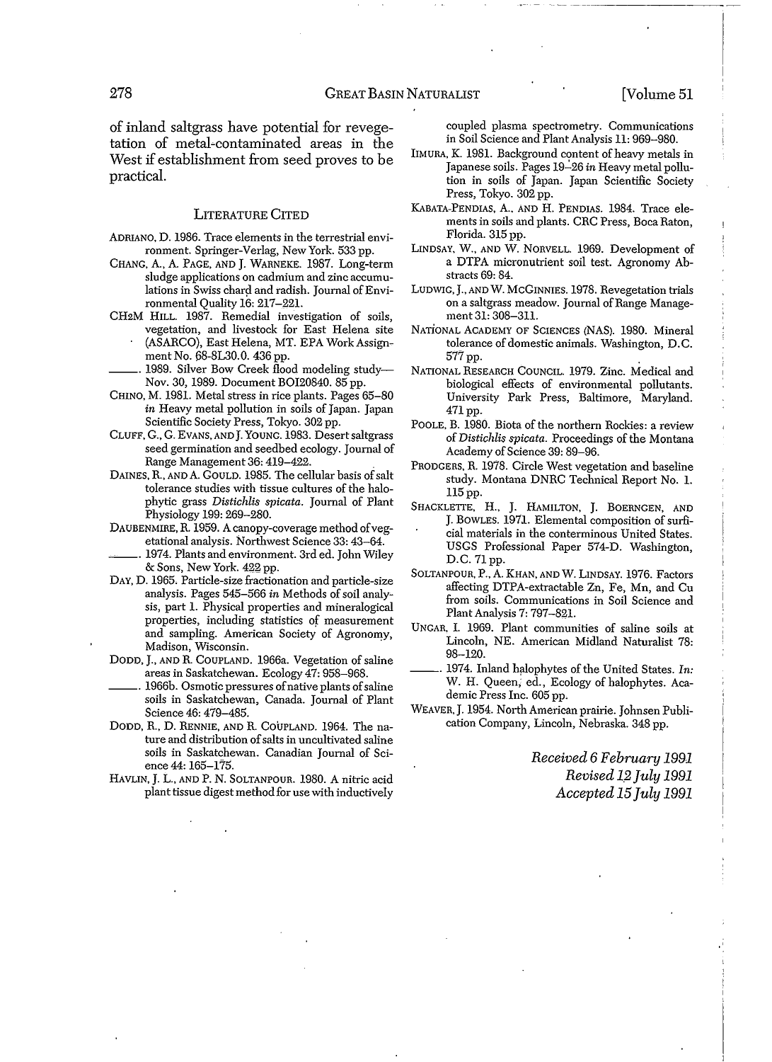of inland saltgrass have potential for revegetation of metal-contaminated areas in the West if establishment from seed proves to be practical.

## Literature Cited

Adriano, D. 1986. Trace elements in the terrestrial environment. Springer-Verlag, New York. 533 pp.

Chang, A., A. Page, and J. Warneke. 1987. Long-term sludge applications on cadmium and zinc accumulations in Swiss chard and radish. Journal of Environmental Quality 16: 217–221.

CH2M Hill. 1987. Remedial investigation of soils, vegetation, and livestock for East Helena site (ASARCO), East Helena, MT. EPA Work Assignment No. 68-8L30.0. 436 pp.

———. 1989. Silver Bow Creek flood modeling study—Nov. 30, 1989. Document BOI20840. 85 pp.

Chino, M. 1981. Metal stress in rice plants. Pages 65–80 *in* Heavy metal pollution in soils of Japan. Japan Scientific Society Press, Tokyo. 302 pp.

Cluff, G., G. Evans, and J. Young. 1983. Desert saltgrass seed germination and seedbed ecology. Journal of Range Management 36: 419–422.

Daines, R., and A. Gould. 1985. The cellular basis of salt tolerance studies with tissue cultures of the halophytic grass *Distichlis spicata*. Journal of Plant Physiology 199: 269–280.

Daubenmire, R. 1959. A canopy-coverage method of vegetational analysis. Northwest Science 33: 43–64.

———. 1974. Plants and environment. 3rd ed. John Wiley & Sons, New York. 422 pp.

Day, D. 1965. Particle-size fractionation and particle-size analysis. Pages 545–566 *in* Methods of soil analysis, part 1. Physical properties and mineralogical properties, including statistics of measurement and sampling. American Society of Agronomy, Madison, Wisconsin.

Dodd, J., and R. Coupland. 1966a. Vegetation of saline areas in Saskatchewan. Ecology 47: 958–968.

———. 1966b. Osmotic pressures of native plants of saline soils in Saskatchewan, Canada. Journal of Plant Science 46: 479–485.

Dodd, R., D. Rennie, and R. Coupland. 1964. The nature and distribution of salts in uncultivated saline soils in Saskatchewan. Canadian Journal of Science 44: 165–175.

Havlin, J. L., and P. N. Soltanpour. 1980. A nitric acid plant tissue digest method for use with inductively coupled plasma spectrometry. Communications in Soil Science and Plant Analysis 11: 969–980.

Iimura, K. 1981. Background content of heavy metals in Japanese soils. Pages 19–26 *in* Heavy metal pollution in soils of Japan. Japan Scientific Society Press, Tokyo. 302 pp.

Kabata-Pendias, A., and H. Pendias. 1984. Trace elements in soils and plants. CRC Press, Boca Raton, Florida. 315 pp.

Lindsay, W., and W. Norvell. 1969. Development of a DTPA micronutrient soil test. Agronomy Abstracts 69: 84.

Ludwig, J., and W. McGinnies. 1978. Revegetation trials on a saltgrass meadow. Journal of Range Management 31: 308–311.

National Academy of Sciences (NAS). 1980. Mineral tolerance of domestic animals. Washington, D.C. 577 pp.

National Research Council. 1979. Zinc. Medical and biological effects of environmental pollutants. University Park Press, Baltimore, Maryland. 471 pp.

Poole, B. 1980. Biota of the northern Rockies: a review of *Distichlis spicata*. Proceedings of the Montana Academy of Science 39: 89–96.

Prodgers, R. 1978. Circle West vegetation and baseline study. Montana DNRC Technical Report No. 1. 115 pp.

Shacklette, H., J. Hamilton, J. Boerngen, and J. Bowles. 1971. Elemental composition of surficial materials in the conterminous United States. USGS Professional Paper 574-D. Washington, D.C. 71 pp.

Soltanpour, P., A. Khan, and W. Lindsay. 1976. Factors affecting DTPA-extractable Zn, Fe, Mn, and Cu from soils. Communications in Soil Science and Plant Analysis 7: 797–821.

Ungar, I. 1969. Plant communities of saline soils at Lincoln, NE. American Midland Naturalist 78: 98–120.

———. 1974. Inland halophytes of the United States. *In:* W. H. Queen, ed., Ecology of halophytes. Academic Press Inc. 605 pp.

Weaver, J. 1954. North American prairie. Johnsen Publication Company, Lincoln, Nebraska. 348 pp.

*Received 6 February 1991*
*Revised 12 July 1991*
*Accepted 15 July 1991*